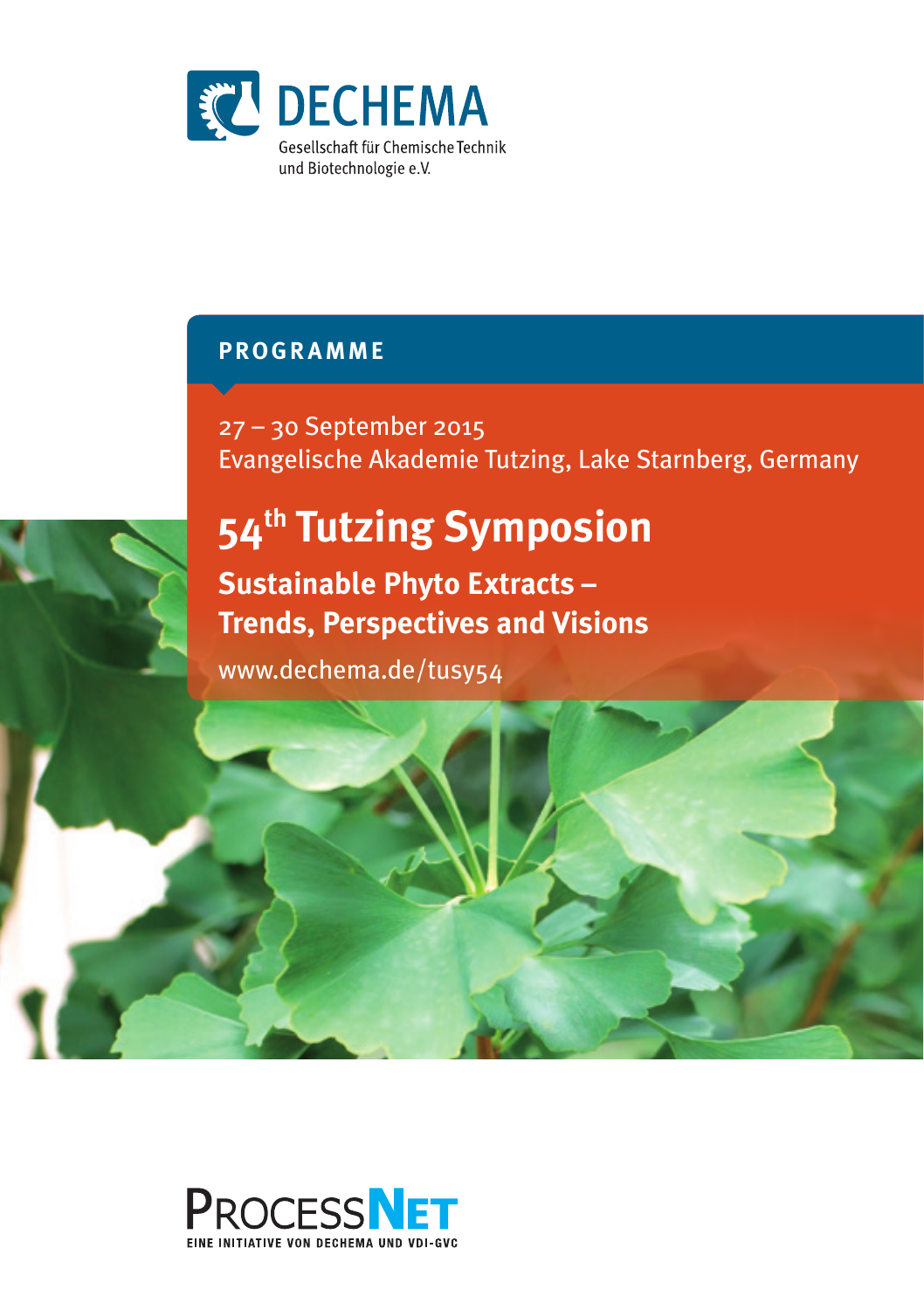DECHEMA

Gesellschaft für Chemische Technik
und Biotechnologie e.V.

## PROGRAMME

27 – 30 September 2015
Evangelische Akademie Tutzing, Lake Starnberg, Germany

# 54th Tutzing Symposion

## Sustainable Phyto Extracts – Trends, Perspectives and Visions

www.dechema.de/tusy54

PROCESSNET
EINE INITIATIVE VON DECHEMA UND VDI-GVC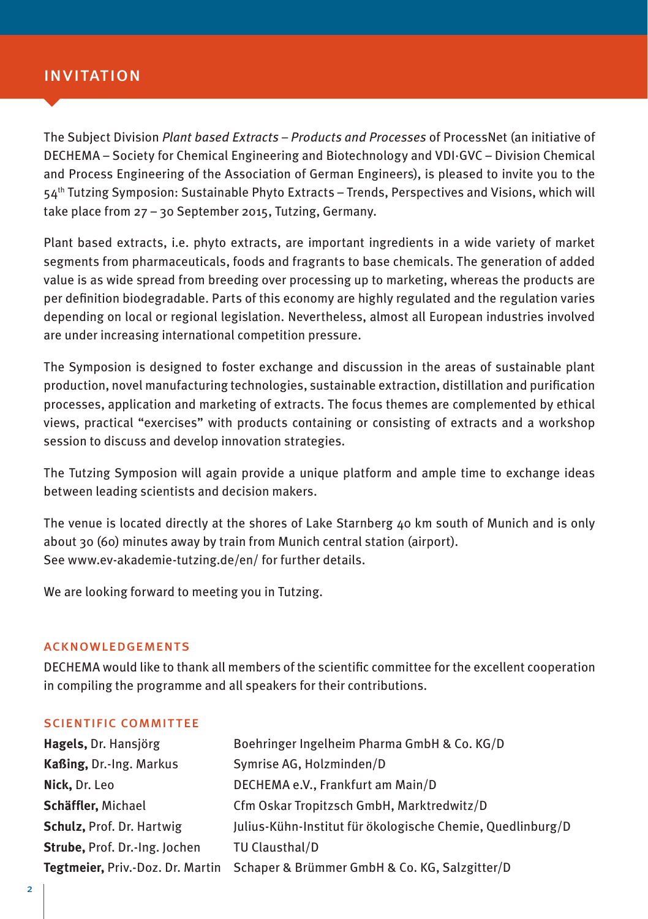# INVITATION

The Subject Division *Plant based Extracts – Products and Processes* of ProcessNet (an initiative of DECHEMA – Society for Chemical Engineering and Biotechnology and VDI·GVC – Division Chemical and Process Engineering of the Association of German Engineers), is pleased to invite you to the 54th Tutzing Symposion: Sustainable Phyto Extracts – Trends, Perspectives and Visions, which will take place from 27 – 30 September 2015, Tutzing, Germany.

Plant based extracts, i.e. phyto extracts, are important ingredients in a wide variety of market segments from pharmaceuticals, foods and fragrants to base chemicals. The generation of added value is as wide spread from breeding over processing up to marketing, whereas the products are per definition biodegradable. Parts of this economy are highly regulated and the regulation varies depending on local or regional legislation. Nevertheless, almost all European industries involved are under increasing international competition pressure.

The Symposion is designed to foster exchange and discussion in the areas of sustainable plant production, novel manufacturing technologies, sustainable extraction, distillation and purification processes, application and marketing of extracts. The focus themes are complemented by ethical views, practical "exercises" with products containing or consisting of extracts and a workshop session to discuss and develop innovation strategies.

The Tutzing Symposion will again provide a unique platform and ample time to exchange ideas between leading scientists and decision makers.

The venue is located directly at the shores of Lake Starnberg 40 km south of Munich and is only about 30 (60) minutes away by train from Munich central station (airport).
See www.ev-akademie-tutzing.de/en/ for further details.

We are looking forward to meeting you in Tutzing.

## ACKNOWLEDGEMENTS

DECHEMA would like to thank all members of the scientific committee for the excellent cooperation in compiling the programme and all speakers for their contributions.

## SCIENTIFIC COMMITTEE

| | |
|---|---|
| **Hagels,** Dr. Hansjörg | Boehringer Ingelheim Pharma GmbH & Co. KG/D |
| **Kaßing,** Dr.-Ing. Markus | Symrise AG, Holzminden/D |
| **Nick,** Dr. Leo | DECHEMA e.V., Frankfurt am Main/D |
| **Schäffler,** Michael | Cfm Oskar Tropitzsch GmbH, Marktredwitz/D |
| **Schulz,** Prof. Dr. Hartwig | Julius-Kühn-Institut für ökologische Chemie, Quedlinburg/D |
| **Strube,** Prof. Dr.-Ing. Jochen | TU Clausthal/D |
| **Tegtmeier,** Priv.-Doz. Dr. Martin | Schaper & Brümmer GmbH & Co. KG, Salzgitter/D |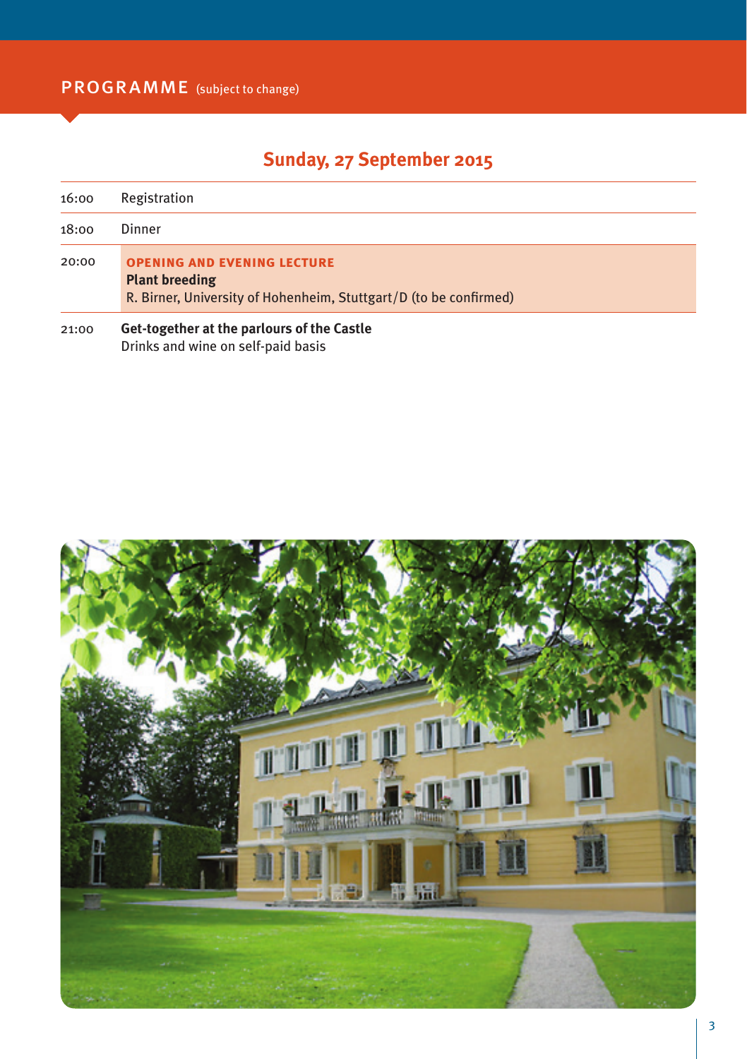## PROGRAMME (subject to change)

### Sunday, 27 September 2015

| | |
|---|---|
| 16:00 | Registration |
| 18:00 | Dinner |
| 20:00 | **OPENING AND EVENING LECTURE**<br>**Plant breeding**<br>R. Birner, University of Hohenheim, Stuttgart/D (to be confirmed) |
| 21:00 | **Get-together at the parlours of the Castle**<br>Drinks and wine on self-paid basis |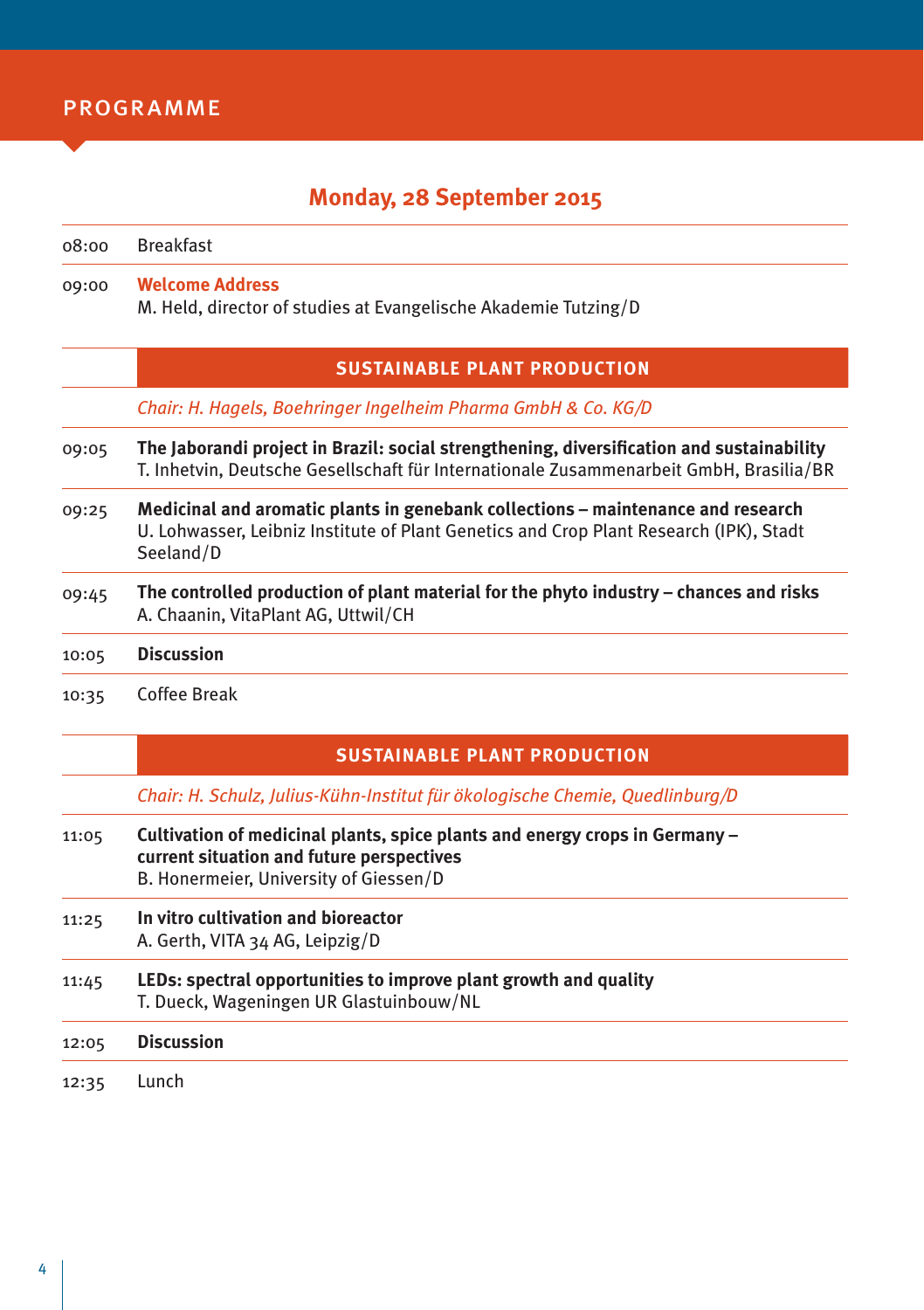# PROGRAMME

## Monday, 28 September 2015

| | |
|---|---|
| 08:00 | Breakfast |
| 09:00 | **Welcome Address**<br>M. Held, director of studies at Evangelische Akademie Tutzing/D |

### SUSTAINABLE PLANT PRODUCTION

*Chair: H. Hagels, Boehringer Ingelheim Pharma GmbH & Co. KG/D*

| | |
|---|---|
| 09:05 | **The Jaborandi project in Brazil: social strengthening, diversification and sustainability**<br>T. Inhetvin, Deutsche Gesellschaft für Internationale Zusammenarbeit GmbH, Brasilia/BR |
| 09:25 | **Medicinal and aromatic plants in genebank collections – maintenance and research**<br>U. Lohwasser, Leibniz Institute of Plant Genetics and Crop Plant Research (IPK), Stadt Seeland/D |
| 09:45 | **The controlled production of plant material for the phyto industry – chances and risks**<br>A. Chaanin, VitaPlant AG, Uttwil/CH |
| 10:05 | **Discussion** |
| 10:35 | Coffee Break |

### SUSTAINABLE PLANT PRODUCTION

*Chair: H. Schulz, Julius-Kühn-Institut für ökologische Chemie, Quedlinburg/D*

| | |
|---|---|
| 11:05 | **Cultivation of medicinal plants, spice plants and energy crops in Germany – current situation and future perspectives**<br>B. Honermeier, University of Giessen/D |
| 11:25 | **In vitro cultivation and bioreactor**<br>A. Gerth, VITA 34 AG, Leipzig/D |
| 11:45 | **LEDs: spectral opportunities to improve plant growth and quality**<br>T. Dueck, Wageningen UR Glastuinbouw/NL |
| 12:05 | **Discussion** |
| 12:35 | Lunch |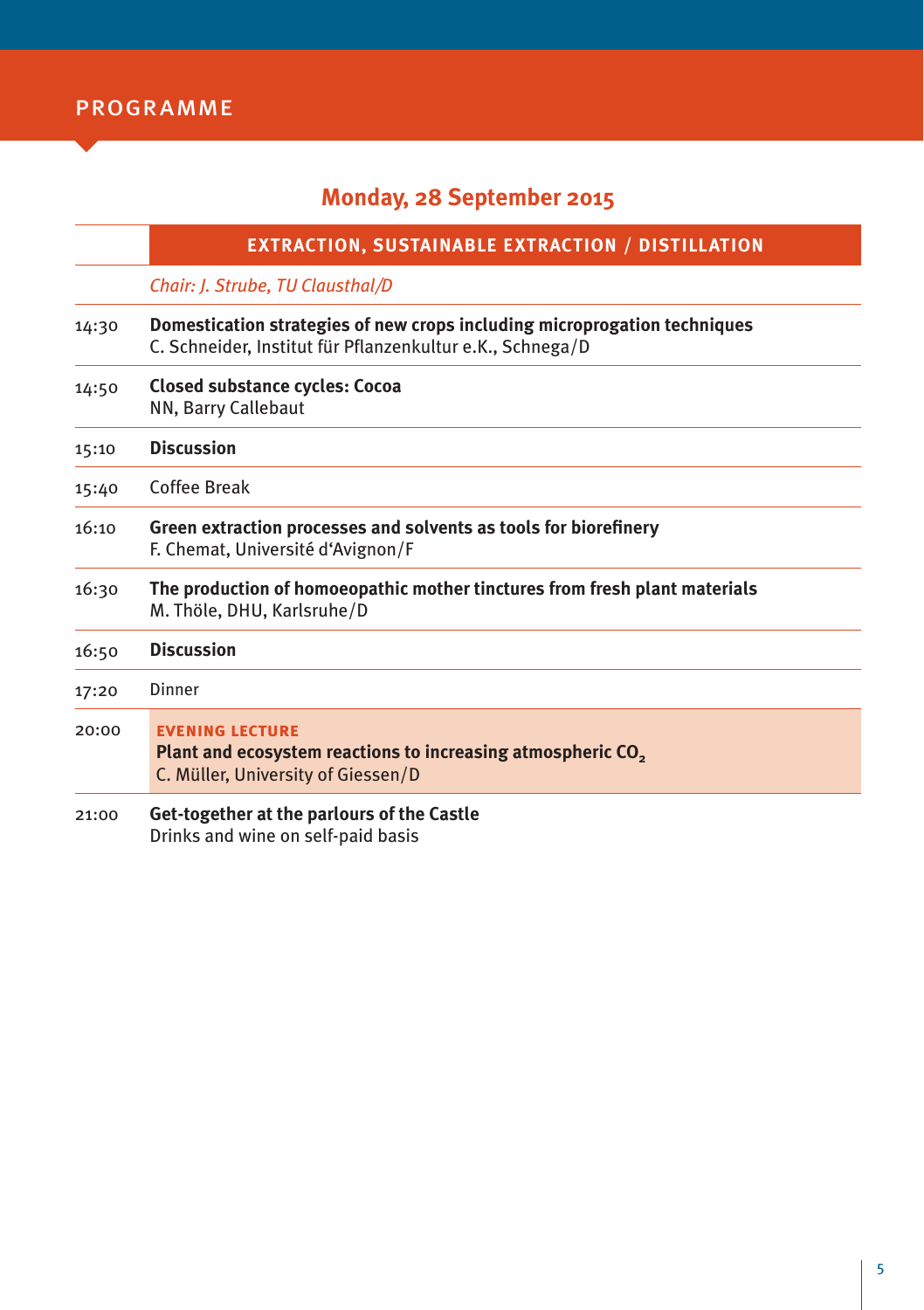# PROGRAMME

## Monday, 28 September 2015

| | **EXTRACTION, SUSTAINABLE EXTRACTION / DISTILLATION** |
|---|---|
| | *Chair: J. Strube, TU Clausthal/D* |
| 14:30 | **Domestication strategies of new crops including microprogation techniques**<br>C. Schneider, Institut für Pflanzenkultur e.K., Schnega/D |
| 14:50 | **Closed substance cycles: Cocoa**<br>NN, Barry Callebaut |
| 15:10 | **Discussion** |
| 15:40 | Coffee Break |
| 16:10 | **Green extraction processes and solvents as tools for biorefinery**<br>F. Chemat, Université d'Avignon/F |
| 16:30 | **The production of homoeopathic mother tinctures from fresh plant materials**<br>M. Thöle, DHU, Karlsruhe/D |
| 16:50 | **Discussion** |
| 17:20 | Dinner |
| 20:00 | **EVENING LECTURE**<br>**Plant and ecosystem reactions to increasing atmospheric $CO_2$**<br>C. Müller, University of Giessen/D |
| 21:00 | **Get-together at the parlours of the Castle**<br>Drinks and wine on self-paid basis |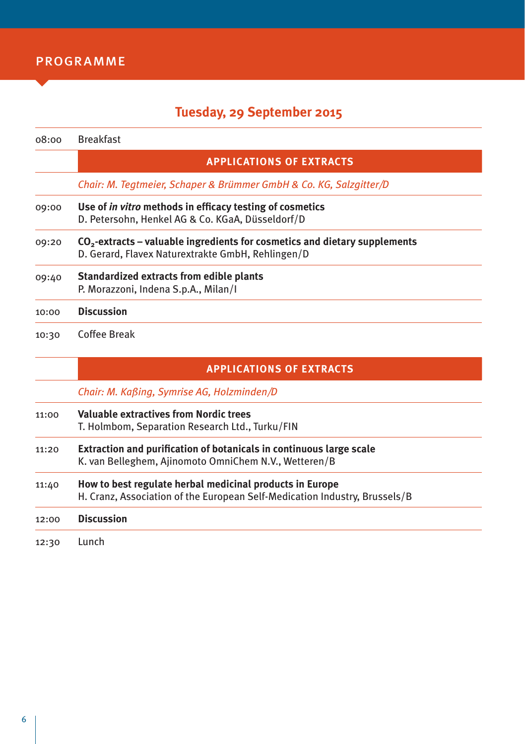# PROGRAMME

## Tuesday, 29 September 2015

| | |
|---|---|
| 08:00 | Breakfast |
| | **APPLICATIONS OF EXTRACTS** |
| | *Chair: M. Tegtmeier, Schaper & Brümmer GmbH & Co. KG, Salzgitter/D* |
| 09:00 | **Use of *in vitro* methods in efficacy testing of cosmetics**<br>D. Petersohn, Henkel AG & Co. KGaA, Düsseldorf/D |
| 09:20 | **$CO_2$-extracts – valuable ingredients for cosmetics and dietary supplements**<br>D. Gerard, Flavex Naturextrakte GmbH, Rehlingen/D |
| 09:40 | **Standardized extracts from edible plants**<br>P. Morazzoni, Indena S.p.A., Milan/I |
| 10:00 | **Discussion** |
| 10:30 | Coffee Break |
| | **APPLICATIONS OF EXTRACTS** |
| | *Chair: M. Kaßing, Symrise AG, Holzminden/D* |
| 11:00 | **Valuable extractives from Nordic trees**<br>T. Holmbom, Separation Research Ltd., Turku/FIN |
| 11:20 | **Extraction and purification of botanicals in continuous large scale**<br>K. van Belleghem, Ajinomoto OmniChem N.V., Wetteren/B |
| 11:40 | **How to best regulate herbal medicinal products in Europe**<br>H. Cranz, Association of the European Self-Medication Industry, Brussels/B |
| 12:00 | **Discussion** |
| 12:30 | Lunch |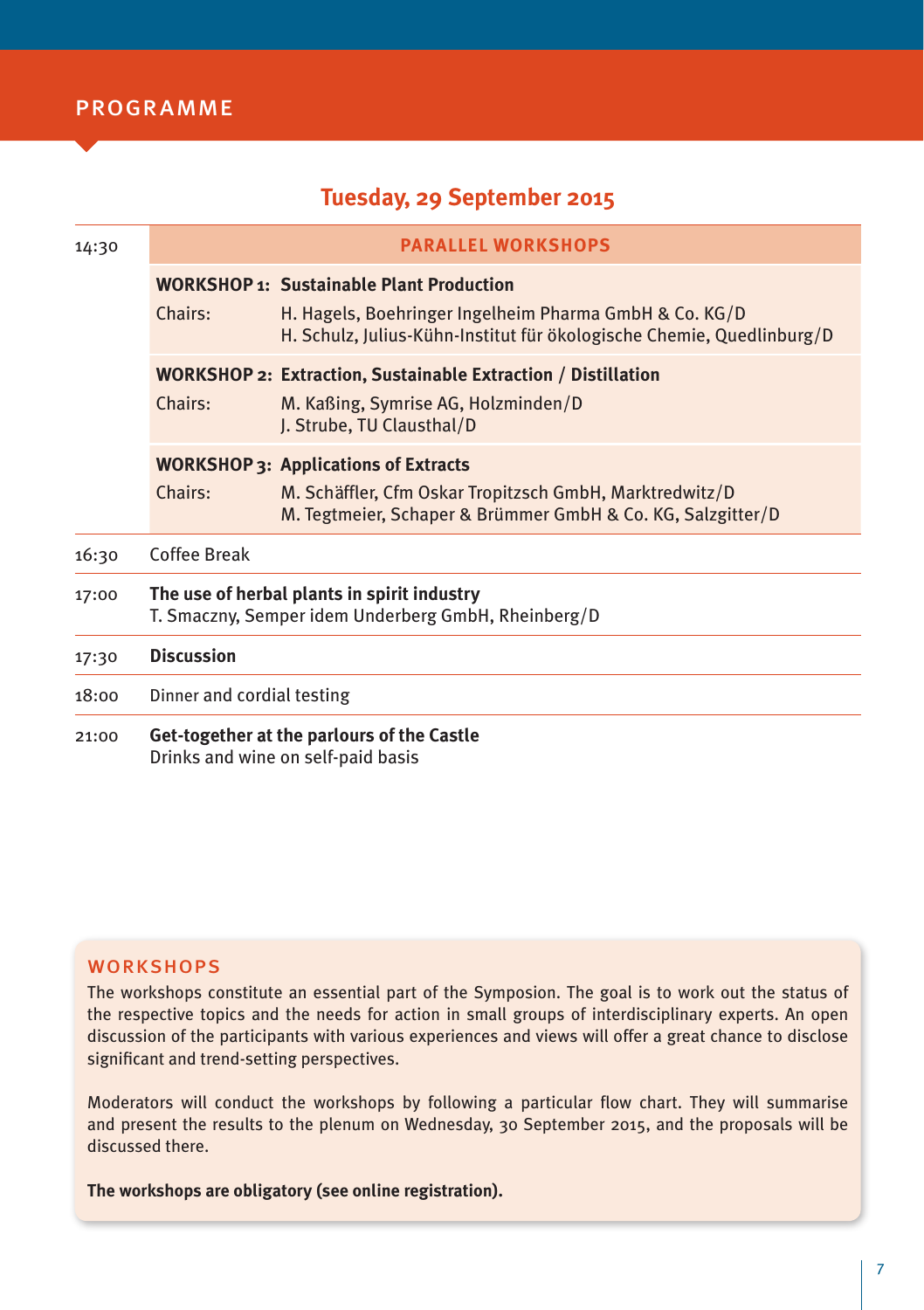## PROGRAMME

### Tuesday, 29 September 2015

| Time | Programme |
|---|---|
| 14:30 | **PARALLEL WORKSHOPS** |
| | **WORKSHOP 1: Sustainable Plant Production**<br>Chairs: H. Hagels, Boehringer Ingelheim Pharma GmbH & Co. KG/D<br>H. Schulz, Julius-Kühn-Institut für ökologische Chemie, Quedlinburg/D |
| | **WORKSHOP 2: Extraction, Sustainable Extraction / Distillation**<br>Chairs: M. Kaßing, Symrise AG, Holzminden/D<br>J. Strube, TU Clausthal/D |
| | **WORKSHOP 3: Applications of Extracts**<br>Chairs: M. Schäffler, Cfm Oskar Tropitzsch GmbH, Marktredwitz/D<br>M. Tegtmeier, Schaper & Brümmer GmbH & Co. KG, Salzgitter/D |
| 16:30 | Coffee Break |
| 17:00 | **The use of herbal plants in spirit industry**<br>T. Smaczny, Semper idem Underberg GmbH, Rheinberg/D |
| 17:30 | **Discussion** |
| 18:00 | Dinner and cordial testing |
| 21:00 | **Get-together at the parlours of the Castle**<br>Drinks and wine on self-paid basis |

### WORKSHOPS

The workshops constitute an essential part of the Symposion. The goal is to work out the status of the respective topics and the needs for action in small groups of interdisciplinary experts. An open discussion of the participants with various experiences and views will offer a great chance to disclose significant and trend-setting perspectives.

Moderators will conduct the workshops by following a particular flow chart. They will summarise and present the results to the plenum on Wednesday, 30 September 2015, and the proposals will be discussed there.

**The workshops are obligatory (see online registration).**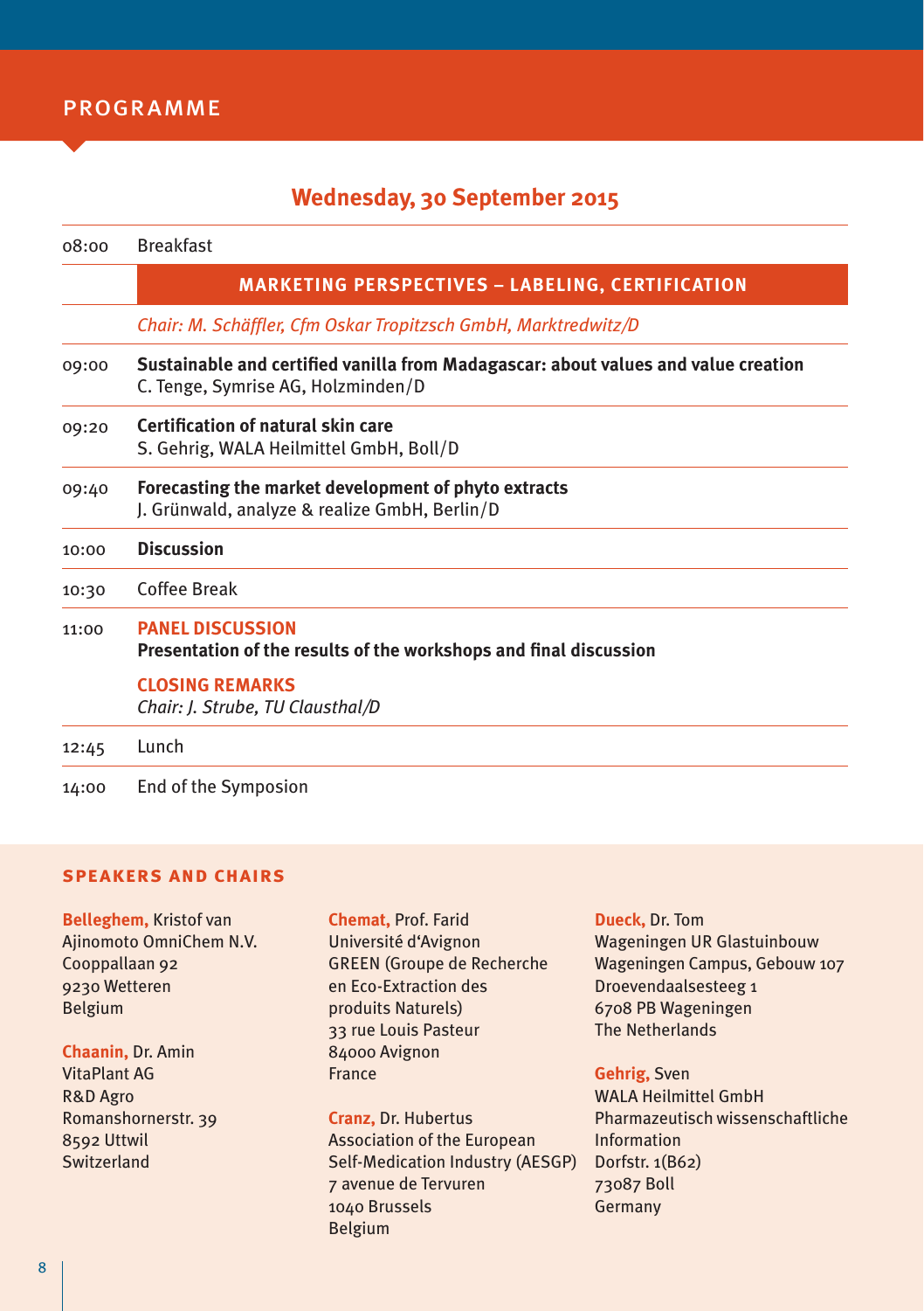## PROGRAMME

### Wednesday, 30 September 2015

| | |
|---|---|
| 08:00 | Breakfast |
| | **MARKETING PERSPECTIVES – LABELING, CERTIFICATION** |
| | *Chair: M. Schäffler, Cfm Oskar Tropitzsch GmbH, Marktredwitz/D* |
| 09:00 | **Sustainable and certified vanilla from Madagascar: about values and value creation**<br>C. Tenge, Symrise AG, Holzminden/D |
| 09:20 | **Certification of natural skin care**<br>S. Gehrig, WALA Heilmittel GmbH, Boll/D |
| 09:40 | **Forecasting the market development of phyto extracts**<br>J. Grünwald, analyze & realize GmbH, Berlin/D |
| 10:00 | **Discussion** |
| 10:30 | Coffee Break |
| 11:00 | **PANEL DISCUSSION**<br>**Presentation of the results of the workshops and final discussion**<br><br>**CLOSING REMARKS**<br>*Chair: J. Strube, TU Clausthal/D* |
| 12:45 | Lunch |
| 14:00 | End of the Symposion |

### SPEAKERS AND CHAIRS

**Belleghem,** Kristof van
Ajinomoto OmniChem N.V.
Cooppallaan 92
9230 Wetteren
Belgium

**Chaanin,** Dr. Amin
VitaPlant AG
R&D Agro
Romanshornerstr. 39
8592 Uttwil
Switzerland

**Chemat,** Prof. Farid
Université d'Avignon
GREEN (Groupe de Recherche en Eco-Extraction des produits Naturels)
33 rue Louis Pasteur
84000 Avignon
France

**Cranz,** Dr. Hubertus
Association of the European Self-Medication Industry (AESGP)
7 avenue de Tervuren
1040 Brussels
Belgium

**Dueck,** Dr. Tom
Wageningen UR Glastuinbouw
Wageningen Campus, Gebouw 107
Droevendaalsesteeg 1
6708 PB Wageningen
The Netherlands

**Gehrig,** Sven
WALA Heilmittel GmbH
Pharmazeutisch wissenschaftliche Information
Dorfstr. 1(B62)
73087 Boll
Germany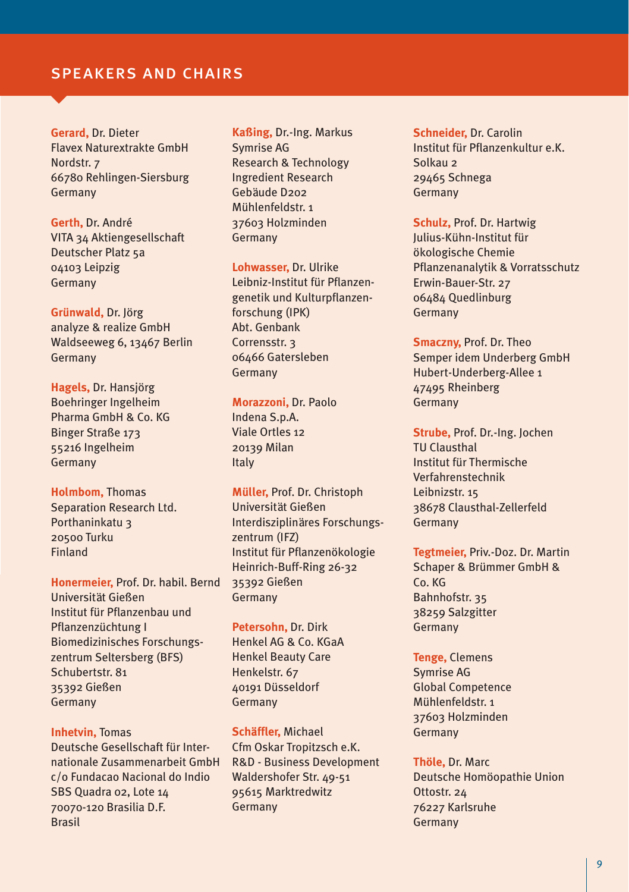## SPEAKERS AND CHAIRS

**Gerard,** Dr. Dieter
Flavex Naturextrakte GmbH
Nordstr. 7
66780 Rehlingen-Siersburg
Germany

**Gerth,** Dr. André
VITA 34 Aktiengesellschaft
Deutscher Platz 5a
04103 Leipzig
Germany

**Grünwald,** Dr. Jörg
analyze & realize GmbH
Waldseeweg 6, 13467 Berlin
Germany

**Hagels,** Dr. Hansjörg
Boehringer Ingelheim
Pharma GmbH & Co. KG
Binger Straße 173
55216 Ingelheim
Germany

**Holmbom,** Thomas
Separation Research Ltd.
Porthaninkatu 3
20500 Turku
Finland

**Honermeier,** Prof. Dr. habil. Bernd
Universität Gießen
Institut für Pflanzenbau und
Pflanzenzüchtung I
Biomedizinisches Forschungs-
zentrum Seltersberg (BFS)
Schubertstr. 81
35392 Gießen
Germany

**Inhetvin,** Tomas
Deutsche Gesellschaft für Inter-
nationale Zusammenarbeit GmbH
c/o Fundacao Nacional do Indio
SBS Quadra 02, Lote 14
70070-120 Brasilia D.F.
Brasil

**Kaßing,** Dr.-Ing. Markus
Symrise AG
Research & Technology
Ingredient Research
Gebäude D202
Mühlenfeldstr. 1
37603 Holzminden
Germany

**Lohwasser,** Dr. Ulrike
Leibniz-Institut für Pflanzen-
genetik und Kulturpflanzen-
forschung (IPK)
Abt. Genbank
Corrensstr. 3
06466 Gatersleben
Germany

**Morazzoni,** Dr. Paolo
Indena S.p.A.
Viale Ortles 12
20139 Milan
Italy

**Müller,** Prof. Dr. Christoph
Universität Gießen
Interdisziplinäres Forschungs-
zentrum (IFZ)
Institut für Pflanzenökologie
Heinrich-Buff-Ring 26-32
35392 Gießen
Germany

**Petersohn,** Dr. Dirk
Henkel AG & Co. KGaA
Henkel Beauty Care
Henkelstr. 67
40191 Düsseldorf
Germany

**Schäffler,** Michael
Cfm Oskar Tropitzsch e.K.
R&D - Business Development
Waldershofer Str. 49-51
95615 Marktredwitz
Germany

**Schneider,** Dr. Carolin
Institut für Pflanzenkultur e.K.
Solkau 2
29465 Schnega
Germany

**Schulz,** Prof. Dr. Hartwig
Julius-Kühn-Institut für
ökologische Chemie
Pflanzenanalytik & Vorratsschutz
Erwin-Bauer-Str. 27
06484 Quedlinburg
Germany

**Smaczny,** Prof. Dr. Theo
Semper idem Underberg GmbH
Hubert-Underberg-Allee 1
47495 Rheinberg
Germany

**Strube,** Prof. Dr.-Ing. Jochen
TU Clausthal
Institut für Thermische
Verfahrenstechnik
Leibnizstr. 15
38678 Clausthal-Zellerfeld
Germany

**Tegtmeier,** Priv.-Doz. Dr. Martin
Schaper & Brümmer GmbH &
Co. KG
Bahnhofstr. 35
38259 Salzgitter
Germany

**Tenge,** Clemens
Symrise AG
Global Competence
Mühlenfeldstr. 1
37603 Holzminden
Germany

**Thöle,** Dr. Marc
Deutsche Homöopathie Union
Ottostr. 24
76227 Karlsruhe
Germany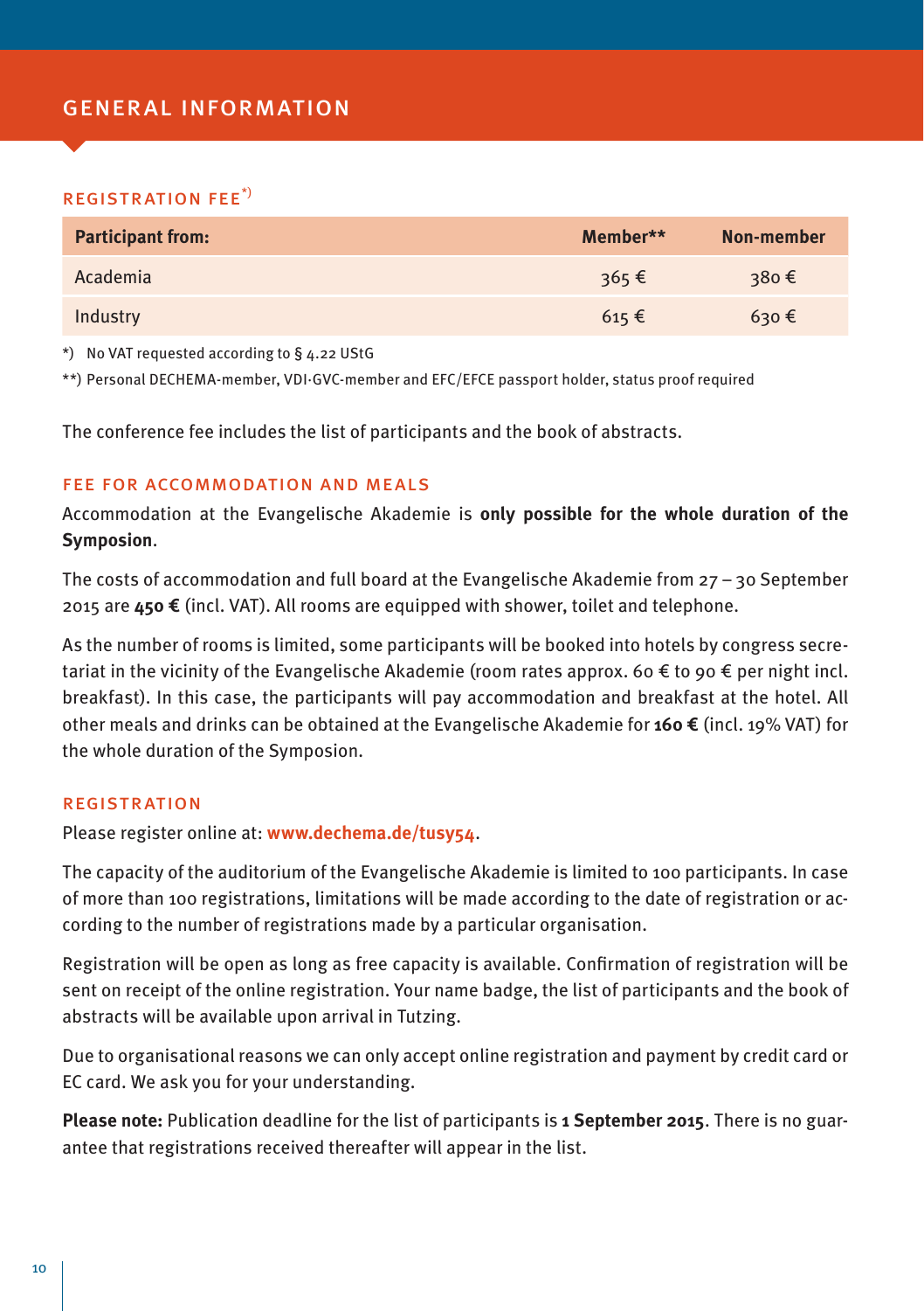# GENERAL INFORMATION

## REGISTRATION FEE*)

| Participant from: | Member** | Non-member |
|---|---|---|
| Academia | 365 € | 380 € |
| Industry | 615 € | 630 € |

*) No VAT requested according to § 4.22 UStG

**) Personal DECHEMA-member, VDI-GVC-member and EFC/EFCE passport holder, status proof required

The conference fee includes the list of participants and the book of abstracts.

## FEE FOR ACCOMMODATION AND MEALS

Accommodation at the Evangelische Akademie is **only possible for the whole duration of the Symposion**.

The costs of accommodation and full board at the Evangelische Akademie from 27 – 30 September 2015 are **450 €** (incl. VAT). All rooms are equipped with shower, toilet and telephone.

As the number of rooms is limited, some participants will be booked into hotels by congress secretariat in the vicinity of the Evangelische Akademie (room rates approx. 60 € to 90 € per night incl. breakfast). In this case, the participants will pay accommodation and breakfast at the hotel. All other meals and drinks can be obtained at the Evangelische Akademie for **160 €** (incl. 19% VAT) for the whole duration of the Symposion.

## REGISTRATION

Please register online at: **www.dechema.de/tusy54**.

The capacity of the auditorium of the Evangelische Akademie is limited to 100 participants. In case of more than 100 registrations, limitations will be made according to the date of registration or according to the number of registrations made by a particular organisation.

Registration will be open as long as free capacity is available. Confirmation of registration will be sent on receipt of the online registration. Your name badge, the list of participants and the book of abstracts will be available upon arrival in Tutzing.

Due to organisational reasons we can only accept online registration and payment by credit card or EC card. We ask you for your understanding.

**Please note:** Publication deadline for the list of participants is **1 September 2015**. There is no guarantee that registrations received thereafter will appear in the list.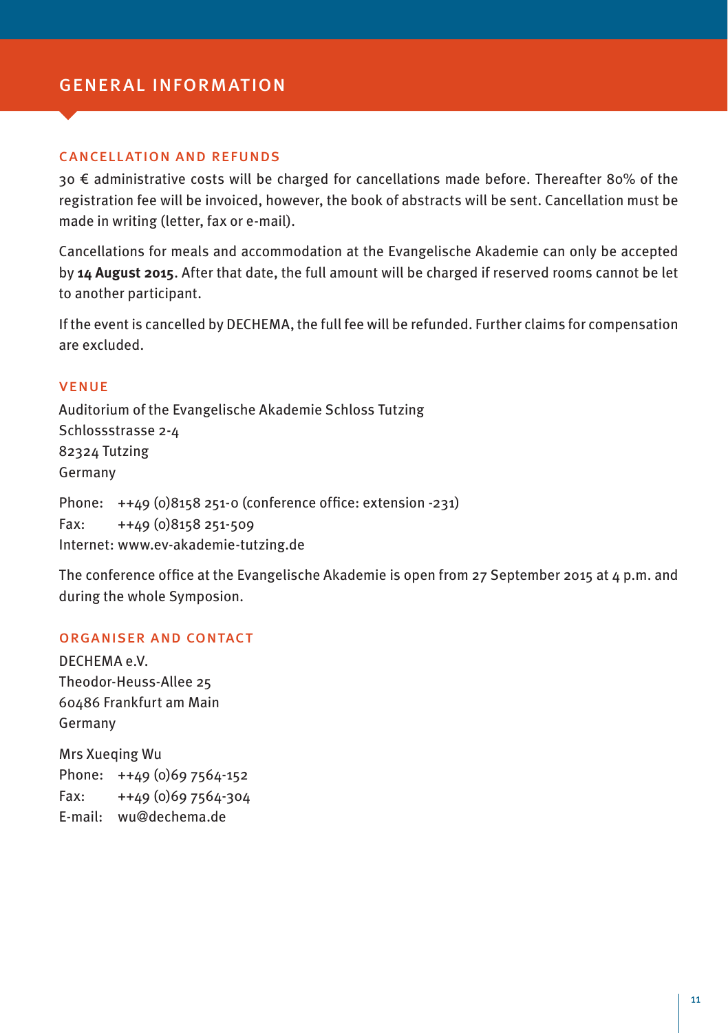# GENERAL INFORMATION

## CANCELLATION AND REFUNDS

30 € administrative costs will be charged for cancellations made before. Thereafter 80% of the registration fee will be invoiced, however, the book of abstracts will be sent. Cancellation must be made in writing (letter, fax or e-mail).

Cancellations for meals and accommodation at the Evangelische Akademie can only be accepted by **14 August 2015**. After that date, the full amount will be charged if reserved rooms cannot be let to another participant.

If the event is cancelled by DECHEMA, the full fee will be refunded. Further claims for compensation are excluded.

## VENUE

Auditorium of the Evangelische Akademie Schloss Tutzing
Schlossstrasse 2-4
82324 Tutzing
Germany

Phone: ++49 (0)8158 251-0 (conference office: extension -231)
Fax: ++49 (0)8158 251-509
Internet: www.ev-akademie-tutzing.de

The conference office at the Evangelische Akademie is open from 27 September 2015 at 4 p.m. and during the whole Symposion.

## ORGANISER AND CONTACT

DECHEMA e.V.
Theodor-Heuss-Allee 25
60486 Frankfurt am Main
Germany

Mrs Xueqing Wu
Phone: ++49 (0)69 7564-152
Fax: ++49 (0)69 7564-304
E-mail: wu@dechema.de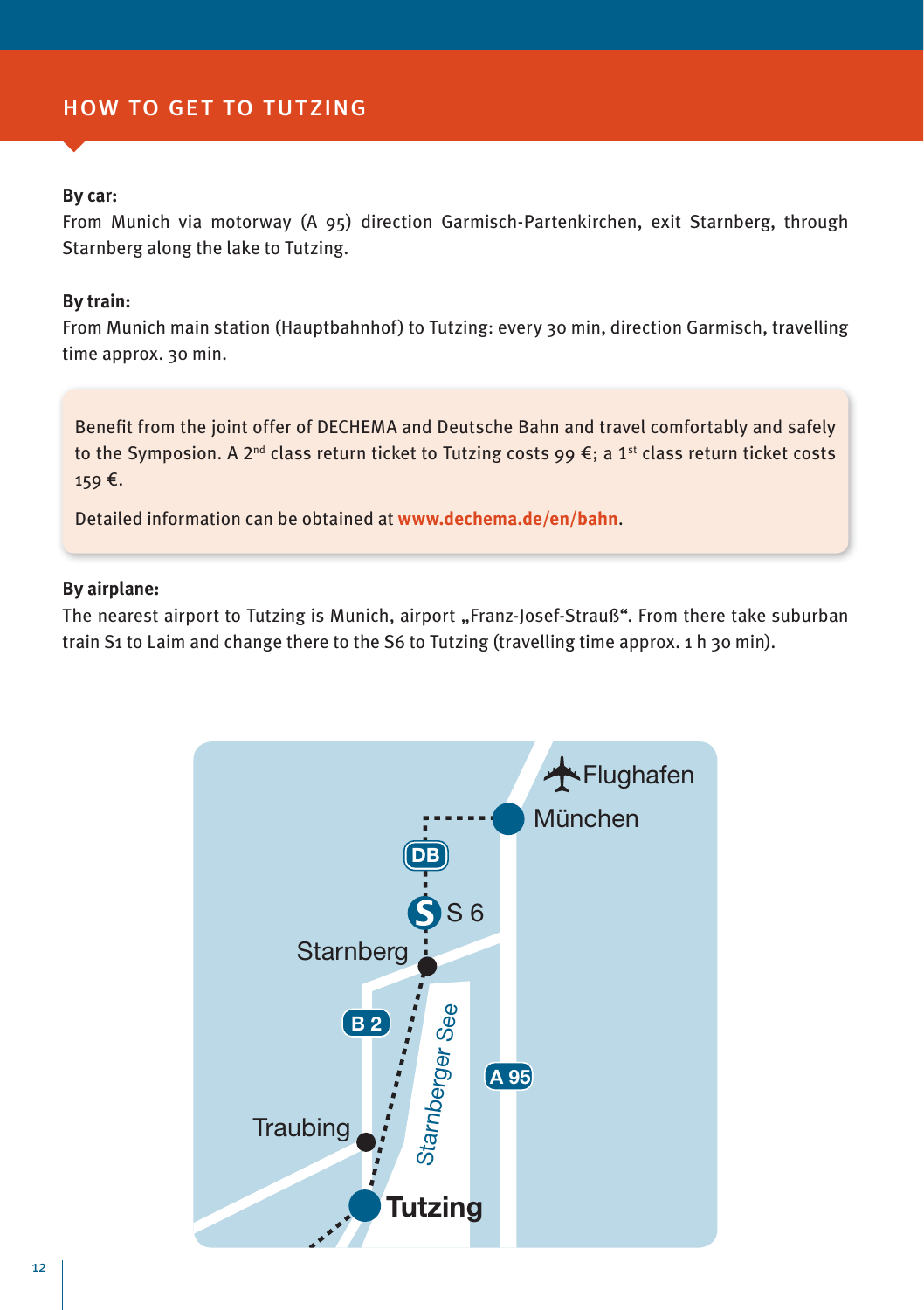## HOW TO GET TO TUTZING

**By car:**
From Munich via motorway (A 95) direction Garmisch-Partenkirchen, exit Starnberg, through Starnberg along the lake to Tutzing.

**By train:**
From Munich main station (Hauptbahnhof) to Tutzing: every 30 min, direction Garmisch, travelling time approx. 30 min.

Benefit from the joint offer of DECHEMA and Deutsche Bahn and travel comfortably and safely to the Symposion. A 2nd class return ticket to Tutzing costs 99 €; a 1st class return ticket costs 159 €.

Detailed information can be obtained at **www.dechema.de/en/bahn**.

**By airplane:**
The nearest airport to Tutzing is Munich, airport „Franz-Josef-Strauß". From there take suburban train S1 to Laim and change there to the S6 to Tutzing (travelling time approx. 1 h 30 min).

Flughafen
München
DB
S 6
Starnberg
B 2
Starnberger See
A 95
Traubing
Tutzing